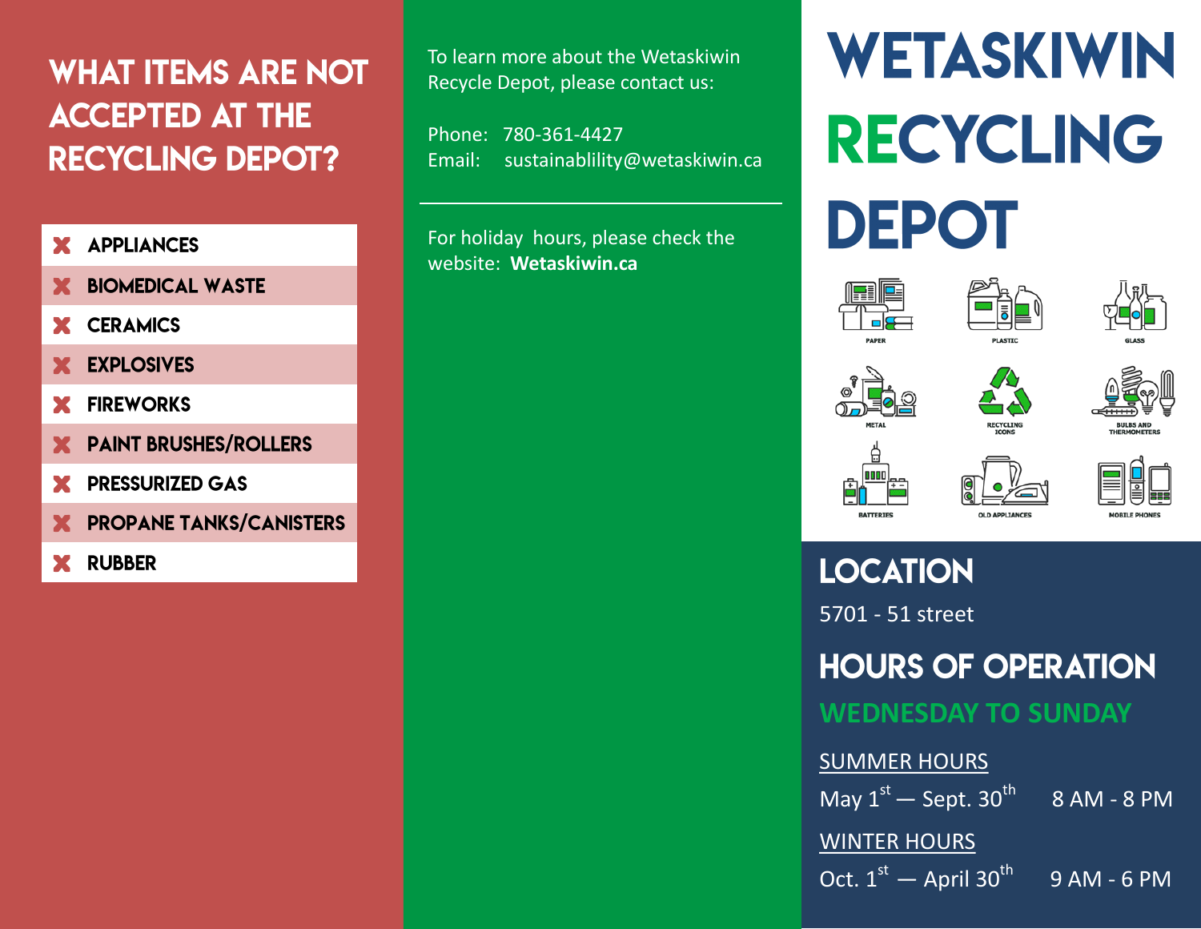# WETASKIWIN RECYCLING DEPOT

PAPER

PLASTIC

GLASS

METAL

RECYCLING ICONS

BULBS AND THERMOMETERS

BATTERIES

OLD APPLIANCES

MOBILE PHONES

## LOCATION

5701 - 51 street

## HOURS OF OPERATION

**WEDNESDAY TO SUNDAY**

SUMMER HOURS

May 1st — Sept. 30th    8 AM - 8 PM

WINTER HOURS

Oct. 1st — April 30th    9 AM - 6 PM

## WHAT ITEMS ARE NOT ACCEPTED AT THE RECYCLING DEPOT?

- ✗ APPLIANCES
- ✗ BIOMEDICAL WASTE
- ✗ CERAMICS
- ✗ EXPLOSIVES
- ✗ FIREWORKS
- ✗ PAINT BRUSHES/ROLLERS
- ✗ PRESSURIZED GAS
- ✗ PROPANE TANKS/CANISTERS
- ✗ RUBBER

To learn more about the Wetaskiwin Recycle Depot, please contact us:

Phone: 780-361-4427
Email: sustainablility@wetaskiwin.ca

---

For holiday hours, please check the website: **Wetaskiwin.ca**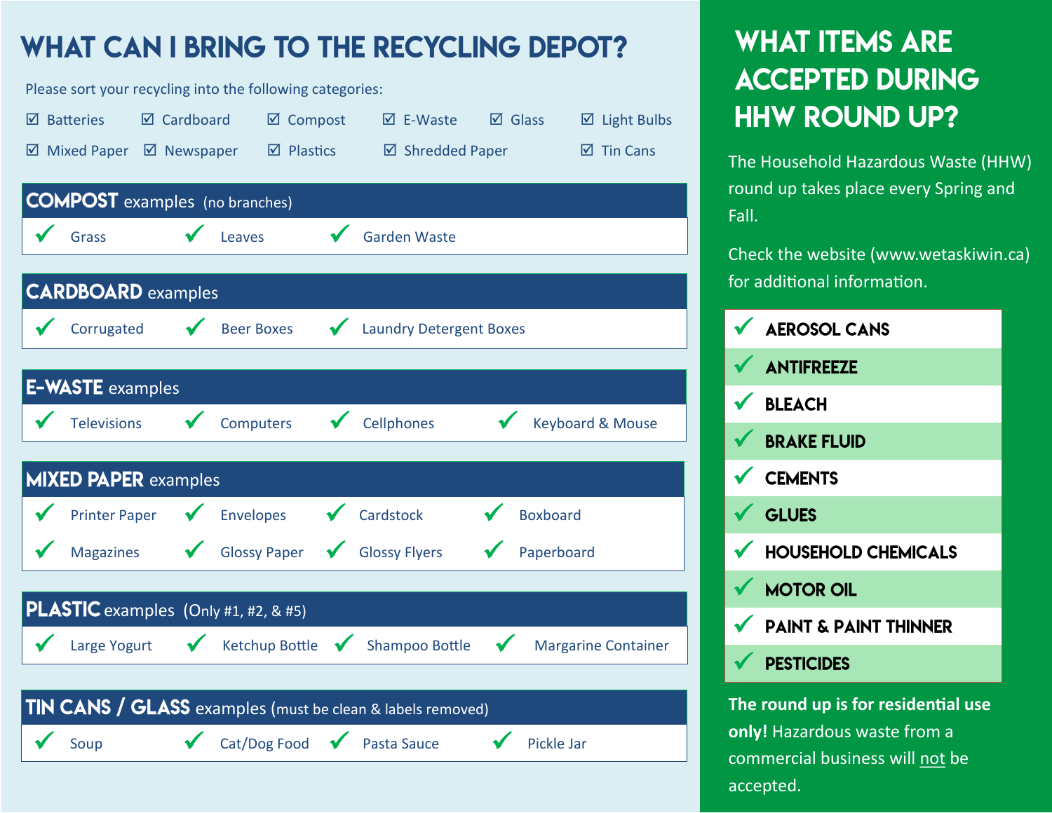# WHAT CAN I BRING TO THE RECYCLING DEPOT?

Please sort your recycling into the following categories:

☑ Batteries ☑ Cardboard ☑ Compost ☑ E-Waste ☑ Glass ☑ Light Bulbs

☑ Mixed Paper ☑ Newspaper ☑ Plastics ☑ Shredded Paper ☑ Tin Cans

## COMPOST examples (no branches)

✔ Grass ✔ Leaves ✔ Garden Waste

## CARDBOARD examples

✔ Corrugated ✔ Beer Boxes ✔ Laundry Detergent Boxes

## E-WASTE examples

✔ Televisions ✔ Computers ✔ Cellphones ✔ Keyboard & Mouse

## MIXED PAPER examples

✔ Printer Paper ✔ Envelopes ✔ Cardstock ✔ Boxboard

✔ Magazines ✔ Glossy Paper ✔ Glossy Flyers ✔ Paperboard

## PLASTIC examples (Only #1, #2, & #5)

✔ Large Yogurt ✔ Ketchup Bottle ✔ Shampoo Bottle ✔ Margarine Container

## TIN CANS / GLASS examples (must be clean & labels removed)

✔ Soup ✔ Cat/Dog Food ✔ Pasta Sauce ✔ Pickle Jar

# WHAT ITEMS ARE ACCEPTED DURING HHW ROUND UP?

The Household Hazardous Waste (HHW) round up takes place every Spring and Fall.

Check the website (www.wetaskiwin.ca) for additional information.

- ✔ **AEROSOL CANS**
- ✔ **ANTIFREEZE**
- ✔ **BLEACH**
- ✔ **BRAKE FLUID**
- ✔ **CEMENTS**
- ✔ **GLUES**
- ✔ **HOUSEHOLD CHEMICALS**
- ✔ **MOTOR OIL**
- ✔ **PAINT & PAINT THINNER**
- ✔ **PESTICIDES**

**The round up is for residential use only!** Hazardous waste from a commercial business will not be accepted.